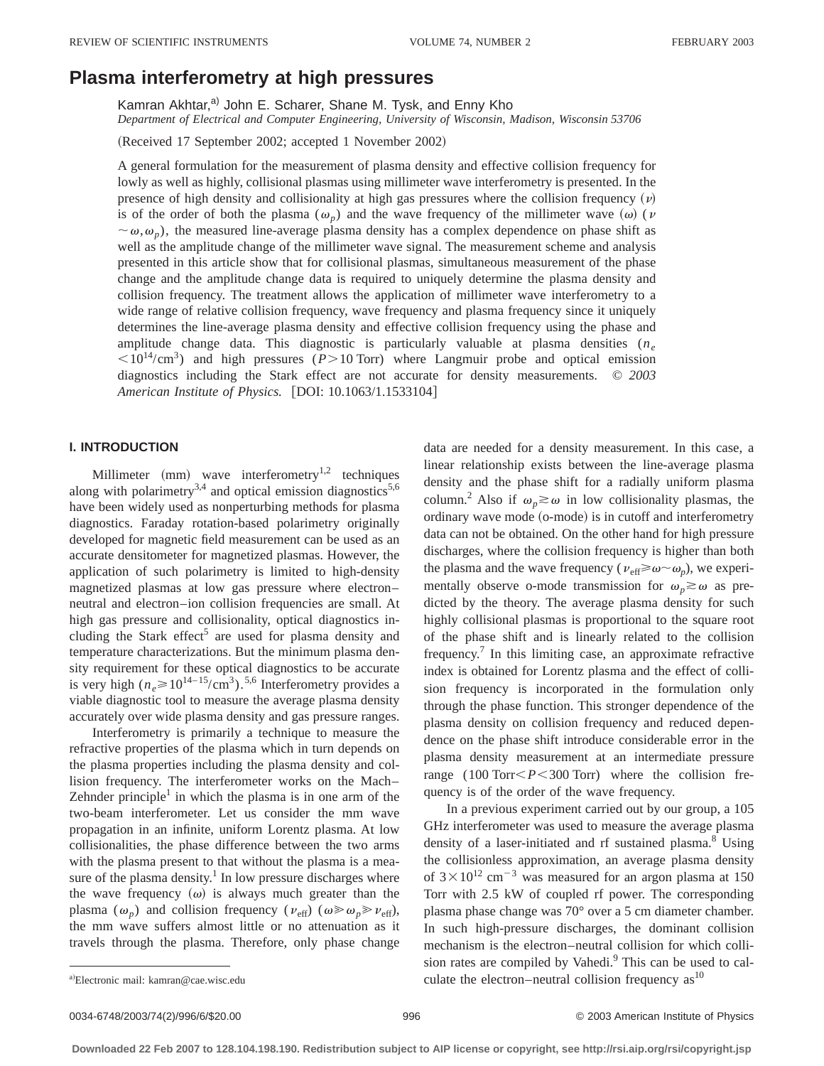# Plasma interferometry at high pressures

Kamran Akhtar,[a] John E. Scharer, Shane M. Tysk, and Enny Kho

*Department of Electrical and Computer Engineering, University of Wisconsin, Madison, Wisconsin 53706*

(Received 17 September 2002; accepted 1 November 2002)

A general formulation for the measurement of plasma density and effective collision frequency for lowly as well as highly, collisional plasmas using millimeter wave interferometry is presented. In the presence of high density and collisionality at high gas pressures where the collision frequency ($\nu$) is of the order of both the plasma ($\omega_p$) and the wave frequency of the millimeter wave ($\omega$) ($\nu \sim \omega, \omega_p$), the measured line-average plasma density has a complex dependence on phase shift as well as the amplitude change of the millimeter wave signal. The measurement scheme and analysis presented in this article show that for collisional plasmas, simultaneous measurement of the phase change and the amplitude change data is required to uniquely determine the plasma density and collision frequency. The treatment allows the application of millimeter wave interferometry to a wide range of relative collision frequency, wave frequency and plasma frequency since it uniquely determines the line-average plasma density and effective collision frequency using the phase and amplitude change data. This diagnostic is particularly valuable at plasma densities ($n_e < 10^{14}/\mathrm{cm}^3$) and high pressures ($P > 10$ Torr) where Langmuir probe and optical emission diagnostics including the Stark effect are not accurate for density measurements. © *2003 American Institute of Physics.* [DOI: 10.1063/1.1533104]

## I. INTRODUCTION

Millimeter (mm) wave interferometry[1,2] techniques along with polarimetry[3,4] and optical emission diagnostics[5,6] have been widely used as nonperturbing methods for plasma diagnostics. Faraday rotation-based polarimetry originally developed for magnetic field measurement can be used as an accurate densitometer for magnetized plasmas. However, the application of such polarimetry is limited to high-density magnetized plasmas at low gas pressure where electron–neutral and electron–ion collision frequencies are small. At high gas pressure and collisionality, optical diagnostics including the Stark effect[5] are used for plasma density and temperature characterizations. But the minimum plasma density requirement for these optical diagnostics to be accurate is very high ($n_e \geq 10^{14-15}/\mathrm{cm}^3$).[5,6] Interferometry provides a viable diagnostic tool to measure the average plasma density accurately over wide plasma density and gas pressure ranges.

Interferometry is primarily a technique to measure the refractive properties of the plasma which in turn depends on the plasma properties including the plasma density and collision frequency. The interferometer works on the Mach–Zehnder principle[1] in which the plasma is in one arm of the two-beam interferometer. Let us consider the mm wave propagation in an infinite, uniform Lorentz plasma. At low collisionalities, the phase difference between the two arms with the plasma present to that without the plasma is a measure of the plasma density.[1] In low pressure discharges where the wave frequency ($\omega$) is always much greater than the plasma ($\omega_p$) and collision frequency ($\nu_{\mathrm{eff}}$) ($\omega \gg \omega_p \gg \nu_{\mathrm{eff}}$), the mm wave suffers almost little or no attenuation as it travels through the plasma. Therefore, only phase change data are needed for a density measurement. In this case, a linear relationship exists between the line-average plasma density and the phase shift for a radially uniform plasma column.[2] Also if $\omega_p \gtrsim \omega$ in low collisionality plasmas, the ordinary wave mode (o-mode) is in cutoff and interferometry data can not be obtained. On the other hand for high pressure discharges, where the collision frequency is higher than both the plasma and the wave frequency ($\nu_{\mathrm{eff}} \gg \omega \sim \omega_p$), we experimentally observe o-mode transmission for $\omega_p \gtrsim \omega$ as predicted by the theory. The average plasma density for such highly collisional plasmas is proportional to the square root of the phase shift and is linearly related to the collision frequency.[7] In this limiting case, an approximate refractive index is obtained for Lorentz plasma and the effect of collision frequency is incorporated in the formulation only through the phase function. This stronger dependence of the plasma density on collision frequency and reduced dependence on the phase shift introduce considerable error in the plasma density measurement at an intermediate pressure range (100 Torr $< P <$ 300 Torr) where the collision frequency is of the order of the wave frequency.

In a previous experiment carried out by our group, a 105 GHz interferometer was used to measure the average plasma density of a laser-initiated and rf sustained plasma.[8] Using the collisionless approximation, an average plasma density of $3 \times 10^{12}\ \mathrm{cm}^{-3}$ was measured for an argon plasma at 150 Torr with 2.5 kW of coupled rf power. The corresponding plasma phase change was 70° over a 5 cm diameter chamber. In such high-pressure discharges, the dominant collision mechanism is the electron–neutral collision for which collision rates are compiled by Vahedi.[9] This can be used to calculate the electron–neutral collision frequency as[10]

[a]Electronic mail: kamran@cae.wisc.edu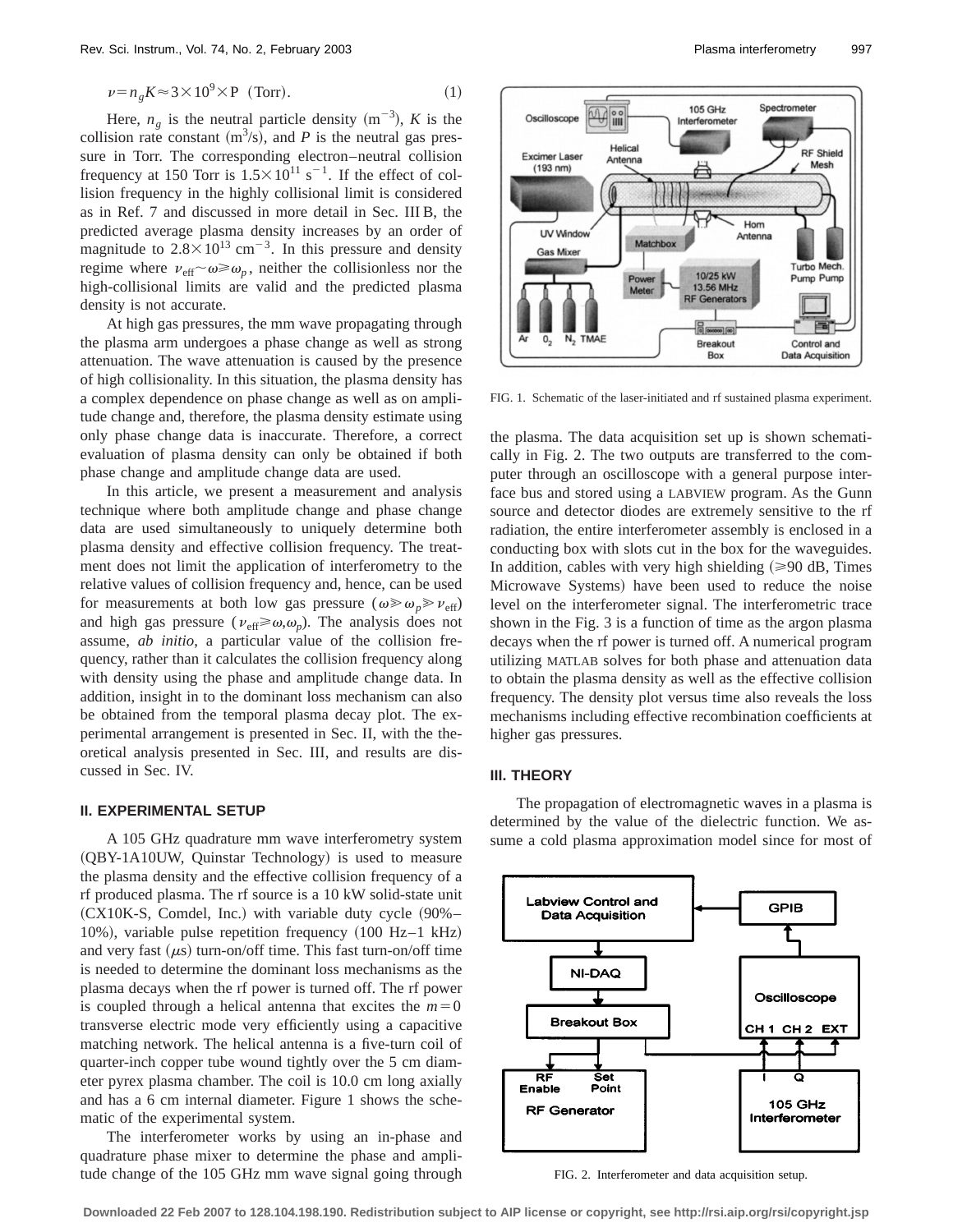$$\nu = n_g K \approx 3 \times 10^9 \times \mathrm{P} \ (\mathrm{Torr}). \tag{1}$$

Here, $n_g$ is the neutral particle density ($\mathrm{m}^{-3}$), $K$ is the collision rate constant ($\mathrm{m}^3/\mathrm{s}$), and $P$ is the neutral gas pressure in Torr. The corresponding electron–neutral collision frequency at 150 Torr is $1.5 \times 10^{11}\ \mathrm{s}^{-1}$. If the effect of collision frequency in the highly collisional limit is considered as in Ref. 7 and discussed in more detail in Sec. III B, the predicted average plasma density increases by an order of magnitude to $2.8 \times 10^{13}\ \mathrm{cm}^{-3}$. In this pressure and density regime where $\nu_{\mathrm{eff}} \sim \omega \gg \omega_p$, neither the collisionless nor the high-collisional limits are valid and the predicted plasma density is not accurate.

At high gas pressures, the mm wave propagating through the plasma arm undergoes a phase change as well as strong attenuation. The wave attenuation is caused by the presence of high collisionality. In this situation, the plasma density has a complex dependence on phase change as well as on amplitude change and, therefore, the plasma density estimate using only phase change data is inaccurate. Therefore, a correct evaluation of plasma density can only be obtained if both phase change and amplitude change data are used.

In this article, we present a measurement and analysis technique where both amplitude change and phase change data are used simultaneously to uniquely determine both plasma density and effective collision frequency. The treatment does not limit the application of interferometry to the relative values of collision frequency and, hence, can be used for measurements at both low gas pressure ($\omega \gg \omega_p \gg \nu_{\mathrm{eff}}$) and high gas pressure ($\nu_{\mathrm{eff}} \gg \omega, \omega_p$). The analysis does not assume, *ab initio*, a particular value of the collision frequency, rather than it calculates the collision frequency along with density using the phase and amplitude change data. In addition, insight in to the dominant loss mechanism can also be obtained from the temporal plasma decay plot. The experimental arrangement is presented in Sec. II, with the theoretical analysis presented in Sec. III, and results are discussed in Sec. IV.

## II. EXPERIMENTAL SETUP

A 105 GHz quadrature mm wave interferometry system (QBY-1A10UW, Quinstar Technology) is used to measure the plasma density and the effective collision frequency of a rf produced plasma. The rf source is a 10 kW solid-state unit (CX10K-S, Comdel, Inc.) with variable duty cycle (90%–10%), variable pulse repetition frequency (100 Hz–1 kHz) and very fast ($\mu$s) turn-on/off time. This fast turn-on/off time is needed to determine the dominant loss mechanisms as the plasma decays when the rf power is turned off. The rf power is coupled through a helical antenna that excites the $m=0$ transverse electric mode very efficiently using a capacitive matching network. The helical antenna is a five-turn coil of quarter-inch copper tube wound tightly over the 5 cm diameter pyrex plasma chamber. The coil is 10.0 cm long axially and has a 6 cm internal diameter. Figure 1 shows the schematic of the experimental system.

The interferometer works by using an in-phase and quadrature phase mixer to determine the phase and amplitude change of the 105 GHz mm wave signal going through the plasma. The data acquisition set up is shown schematically in Fig. 2. The two outputs are transferred to the computer through an oscilloscope with a general purpose interface bus and stored using a LABVIEW program. As the Gunn source and detector diodes are extremely sensitive to the rf radiation, the entire interferometer assembly is enclosed in a conducting box with slots cut in the box for the waveguides. In addition, cables with very high shielding ($\geq$90 dB, Times Microwave Systems) have been used to reduce the noise level on the interferometer signal. The interferometric trace shown in the Fig. 3 is a function of time as the argon plasma decays when the rf power is turned off. A numerical program utilizing MATLAB solves for both phase and attenuation data to obtain the plasma density as well as the effective collision frequency. The density plot versus time also reveals the loss mechanisms including effective recombination coefficients at higher gas pressures.

FIG. 1. Schematic of the laser-initiated and rf sustained plasma experiment.

## III. THEORY

The propagation of electromagnetic waves in a plasma is determined by the value of the dielectric function. We assume a cold plasma approximation model since for most of

FIG. 2. Interferometer and data acquisition setup.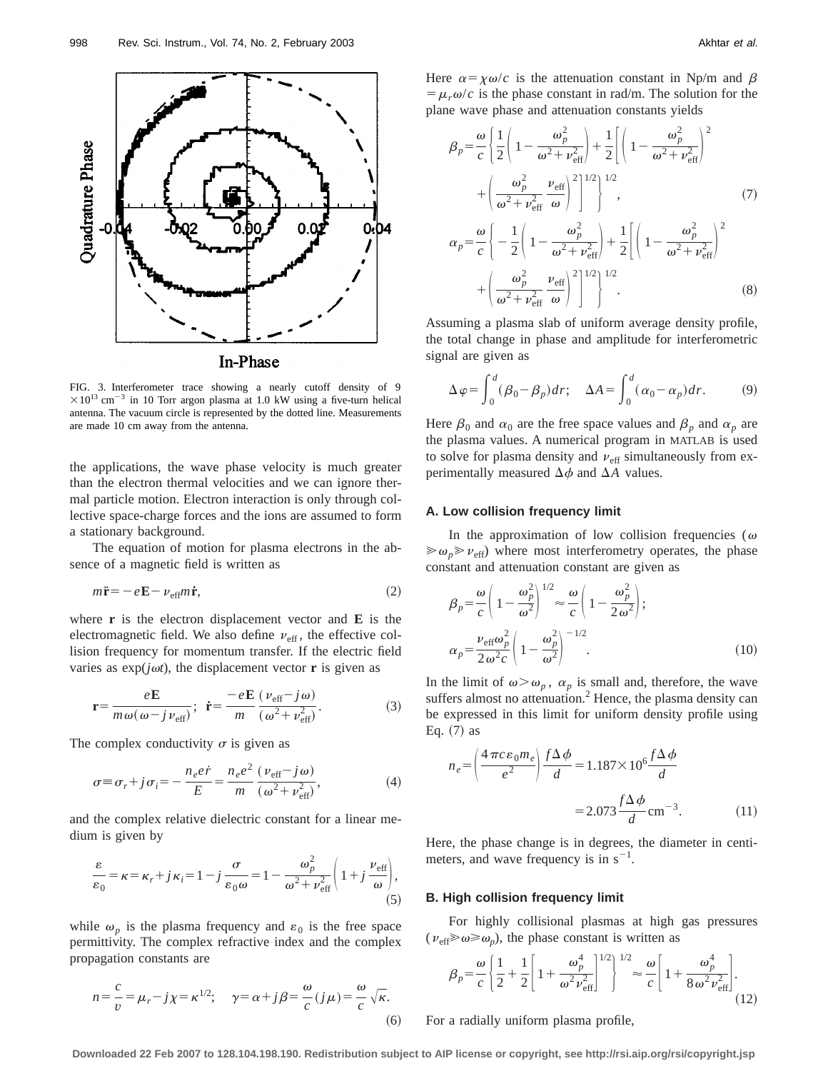FIG. 3. Interferometer trace showing a nearly cutoff density of $9 \times 10^{13}$ cm$^{-3}$ in 10 Torr argon plasma at 1.0 kW using a five-turn helical antenna. The vacuum circle is represented by the dotted line. Measurements are made 10 cm away from the antenna.

the applications, the wave phase velocity is much greater than the electron thermal velocities and we can ignore thermal particle motion. Electron interaction is only through collective space-charge forces and the ions are assumed to form a stationary background.

The equation of motion for plasma electrons in the absence of a magnetic field is written as

$$m\ddot{\mathbf{r}} = -e\mathbf{E} - \nu_{\text{eff}} m\dot{\mathbf{r}}, \tag{2}$$

where $\mathbf{r}$ is the electron displacement vector and $\mathbf{E}$ is the electromagnetic field. We also define $\nu_{\text{eff}}$, the effective collision frequency for momentum transfer. If the electric field varies as $\exp(j\omega t)$, the displacement vector $\mathbf{r}$ is given as

$$\mathbf{r} = \frac{e\mathbf{E}}{m\omega(\omega - j\nu_{\text{eff}})}; \quad \dot{\mathbf{r}} = \frac{-e\mathbf{E}}{m} \frac{(\nu_{\text{eff}} - j\omega)}{(\omega^2 + \nu_{\text{eff}}^2)}. \tag{3}$$

The complex conductivity $\sigma$ is given as

$$\sigma \equiv \sigma_r + j\sigma_i = -\frac{n_e e \dot{r}}{E} = \frac{n_e e^2}{m} \frac{(\nu_{\text{eff}} - j\omega)}{(\omega^2 + \nu_{\text{eff}}^2)}, \tag{4}$$

and the complex relative dielectric constant for a linear medium is given by

$$\frac{\varepsilon}{\varepsilon_0} = \kappa = \kappa_r + j\kappa_i = 1 - j\frac{\sigma}{\varepsilon_0 \omega} = 1 - \frac{\omega_p^2}{\omega^2 + \nu_{\text{eff}}^2}\left(1 + j\frac{\nu_{\text{eff}}}{\omega}\right), \tag{5}$$

while $\omega_p$ is the plasma frequency and $\varepsilon_0$ is the free space permittivity. The complex refractive index and the complex propagation constants are

$$n = \frac{c}{v} = \mu_r - j\chi = \kappa^{1/2}; \quad \gamma = \alpha + j\beta = \frac{\omega}{c}(j\mu) = \frac{\omega}{c}\sqrt{\kappa}. \tag{6}$$

Here $\alpha = \chi\omega/c$ is the attenuation constant in Np/m and $\beta = \mu_r \omega/c$ is the phase constant in rad/m. The solution for the plane wave phase and attenuation constants yields

$$\beta_p = \frac{\omega}{c}\left\{\frac{1}{2}\left(1 - \frac{\omega_p^2}{\omega^2 + \nu_{\text{eff}}^2}\right) + \frac{1}{2}\left[\left(1 - \frac{\omega_p^2}{\omega^2 + \nu_{\text{eff}}^2}\right)^2 + \left(\frac{\omega_p^2}{\omega^2 + \nu_{\text{eff}}^2}\frac{\nu_{\text{eff}}}{\omega}\right)^2\right]^{1/2}\right\}^{1/2}, \tag{7}$$

$$\alpha_p = \frac{\omega}{c}\left\{-\frac{1}{2}\left(1 - \frac{\omega_p^2}{\omega^2 + \nu_{\text{eff}}^2}\right) + \frac{1}{2}\left[\left(1 - \frac{\omega_p^2}{\omega^2 + \nu_{\text{eff}}^2}\right)^2 + \left(\frac{\omega_p^2}{\omega^2 + \nu_{\text{eff}}^2}\frac{\nu_{\text{eff}}}{\omega}\right)^2\right]^{1/2}\right\}^{1/2}. \tag{8}$$

Assuming a plasma slab of uniform average density profile, the total change in phase and amplitude for interferometric signal are given as

$$\Delta\varphi = \int_0^d (\beta_0 - \beta_p)\,dr; \quad \Delta A = \int_0^d (\alpha_0 - \alpha_p)\,dr. \tag{9}$$

Here $\beta_0$ and $\alpha_0$ are the free space values and $\beta_p$ and $\alpha_p$ are the plasma values. A numerical program in MATLAB is used to solve for plasma density and $\nu_{\text{eff}}$ simultaneously from experimentally measured $\Delta\phi$ and $\Delta A$ values.

### A. Low collision frequency limit

In the approximation of low collision frequencies ($\omega \gg \omega_p \gg \nu_{\text{eff}}$) where most interferometry operates, the phase constant and attenuation constant are given as

$$\beta_p = \frac{\omega}{c}\left(1 - \frac{\omega_p^2}{\omega^2}\right)^{1/2} \approx \frac{\omega}{c}\left(1 - \frac{\omega_p^2}{2\omega^2}\right);$$

$$\alpha_p = \frac{\nu_{\text{eff}}\omega_p^2}{2\omega^2 c}\left(1 - \frac{\omega_p^2}{\omega^2}\right)^{-1/2}. \tag{10}$$

In the limit of $\omega > \omega_p$, $\alpha_p$ is small and, therefore, the wave suffers almost no attenuation.[2] Hence, the plasma density can be expressed in this limit for uniform density profile using Eq. (7) as

$$n_e = \left(\frac{4\pi c \varepsilon_0 m_e}{e^2}\right)\frac{f\Delta\phi}{d} = 1.187 \times 10^6 \frac{f\Delta\phi}{d} = 2.073\frac{f\Delta\phi}{d}\,\text{cm}^{-3}. \tag{11}$$

Here, the phase change is in degrees, the diameter in centimeters, and wave frequency is in s$^{-1}$.

### B. High collision frequency limit

For highly collisional plasmas at high gas pressures ($\nu_{\text{eff}} \gg \omega \gg \omega_p$), the phase constant is written as

$$\beta_p = \frac{\omega}{c}\left\{\frac{1}{2} + \frac{1}{2}\left[1 + \frac{\omega_p^4}{\omega^2 \nu_{\text{eff}}^2}\right]^{1/2}\right\}^{1/2} \approx \frac{\omega}{c}\left[1 + \frac{\omega_p^4}{8\omega^2 \nu_{\text{eff}}^2}\right]. \tag{12}$$

For a radially uniform plasma profile,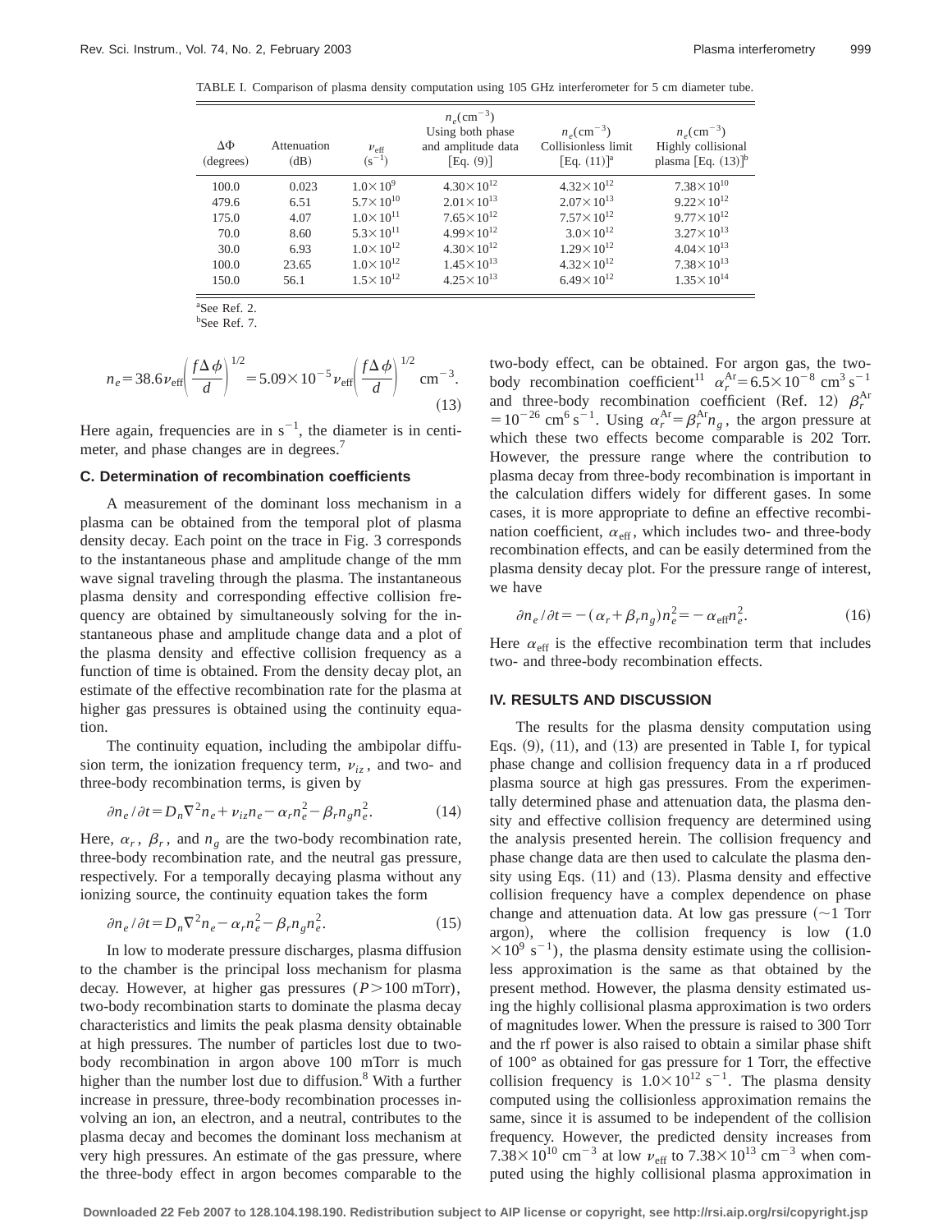TABLE I. Comparison of plasma density computation using 105 GHz interferometer for 5 cm diameter tube.

| ΔΦ (degrees) | Attenuation (dB) | $\nu_{\text{eff}}$ ($\text{s}^{-1}$) | $n_e(\text{cm}^{-3})$ Using both phase and amplitude data [Eq. (9)] | $n_e(\text{cm}^{-3})$ Collisionless limit [Eq. (11)][a] | $n_e(\text{cm}^{-3})$ Highly collisional plasma [Eq. (13)][b] |
|---|---|---|---|---|---|
| 100.0 | 0.023 | $1.0\times10^{9}$ | $4.30\times10^{12}$ | $4.32\times10^{12}$ | $7.38\times10^{10}$ |
| 479.6 | 6.51 | $5.7\times10^{10}$ | $2.01\times10^{13}$ | $2.07\times10^{13}$ | $9.22\times10^{12}$ |
| 175.0 | 4.07 | $1.0\times10^{11}$ | $7.65\times10^{12}$ | $7.57\times10^{12}$ | $9.77\times10^{12}$ |
| 70.0 | 8.60 | $5.3\times10^{11}$ | $4.99\times10^{12}$ | $3.0\times10^{12}$ | $3.27\times10^{13}$ |
| 30.0 | 6.93 | $1.0\times10^{12}$ | $4.30\times10^{12}$ | $1.29\times10^{12}$ | $4.04\times10^{13}$ |
| 100.0 | 23.65 | $1.0\times10^{12}$ | $1.45\times10^{13}$ | $4.32\times10^{12}$ | $7.38\times10^{13}$ |
| 150.0 | 56.1 | $1.5\times10^{12}$ | $4.25\times10^{13}$ | $6.49\times10^{12}$ | $1.35\times10^{14}$ |

[a]See Ref. 2.
[b]See Ref. 7.

$$n_e = 38.6\nu_{\text{eff}}\left(\frac{f\Delta\phi}{d}\right)^{1/2} = 5.09\times10^{-5}\nu_{\text{eff}}\left(\frac{f\Delta\phi}{d}\right)^{1/2}\ \text{cm}^{-3}. \tag{13}$$

Here again, frequencies are in $\text{s}^{-1}$, the diameter is in centimeter, and phase changes are in degrees.[7]

### C. Determination of recombination coefficients

A measurement of the dominant loss mechanism in a plasma can be obtained from the temporal plot of plasma density decay. Each point on the trace in Fig. 3 corresponds to the instantaneous phase and amplitude change of the mm wave signal traveling through the plasma. The instantaneous plasma density and corresponding effective collision frequency are obtained by simultaneously solving for the instantaneous phase and amplitude change data and a plot of the plasma density and effective collision frequency as a function of time is obtained. From the density decay plot, an estimate of the effective recombination rate for the plasma at higher gas pressures is obtained using the continuity equation.

The continuity equation, including the ambipolar diffusion term, the ionization frequency term, $\nu_{iz}$, and two- and three-body recombination terms, is given by

$$\partial n_e/\partial t = D_n\nabla^2 n_e + \nu_{iz}n_e - \alpha_r n_e^2 - \beta_r n_g n_e^2. \tag{14}$$

Here, $\alpha_r$, $\beta_r$, and $n_g$ are the two-body recombination rate, three-body recombination rate, and the neutral gas pressure, respectively. For a temporally decaying plasma without any ionizing source, the continuity equation takes the form

$$\partial n_e/\partial t = D_n\nabla^2 n_e - \alpha_r n_e^2 - \beta_r n_g n_e^2. \tag{15}$$

In low to moderate pressure discharges, plasma diffusion to the chamber is the principal loss mechanism for plasma decay. However, at higher gas pressures ($P>100$ mTorr), two-body recombination starts to dominate the plasma decay characteristics and limits the peak plasma density obtainable at high pressures. The number of particles lost due to two-body recombination in argon above 100 mTorr is much higher than the number lost due to diffusion.[8] With a further increase in pressure, three-body recombination processes involving an ion, an electron, and a neutral, contributes to the plasma decay and becomes the dominant loss mechanism at very high pressures. An estimate of the gas pressure, where the three-body effect in argon becomes comparable to the two-body effect, can be obtained. For argon gas, the two-body recombination coefficient[11] $\alpha_r^{\text{Ar}} = 6.5\times10^{-8}\ \text{cm}^3\,\text{s}^{-1}$ and three-body recombination coefficient (Ref. 12) $\beta_r^{\text{Ar}} = 10^{-26}\ \text{cm}^6\,\text{s}^{-1}$. Using $\alpha_r^{\text{Ar}} = \beta_r^{\text{Ar}} n_g$, the argon pressure at which these two effects become comparable is 202 Torr. However, the pressure range where the contribution to plasma decay from three-body recombination is important in the calculation differs widely for different gases. In some cases, it is more appropriate to define an effective recombination coefficient, $\alpha_{\text{eff}}$, which includes two- and three-body recombination effects, and can be easily determined from the plasma density decay plot. For the pressure range of interest, we have

$$\partial n_e/\partial t = -(\alpha_r + \beta_r n_g)n_e^2 = -\alpha_{\text{eff}} n_e^2. \tag{16}$$

Here $\alpha_{\text{eff}}$ is the effective recombination term that includes two- and three-body recombination effects.

## IV. RESULTS AND DISCUSSION

The results for the plasma density computation using Eqs. (9), (11), and (13) are presented in Table I, for typical phase change and collision frequency data in a rf produced plasma source at high gas pressures. From the experimentally determined phase and attenuation data, the plasma density and effective collision frequency are determined using the analysis presented herein. The collision frequency and phase change data are then used to calculate the plasma density using Eqs. (11) and (13). Plasma density and effective collision frequency have a complex dependence on phase change and attenuation data. At low gas pressure (~1 Torr argon), where the collision frequency is low ($1.0\times10^{9}\ \text{s}^{-1}$), the plasma density estimate using the collisionless approximation is the same as that obtained by the present method. However, the plasma density estimated using the highly collisional plasma approximation is two orders of magnitudes lower. When the pressure is raised to 300 Torr and the rf power is also raised to obtain a similar phase shift of 100° as obtained for gas pressure for 1 Torr, the effective collision frequency is $1.0\times10^{12}\ \text{s}^{-1}$. The plasma density computed using the collisionless approximation remains the same, since it is assumed to be independent of the collision frequency. However, the predicted density increases from $7.38\times10^{10}\ \text{cm}^{-3}$ at low $\nu_{\text{eff}}$ to $7.38\times10^{13}\ \text{cm}^{-3}$ when computed using the highly collisional plasma approximation in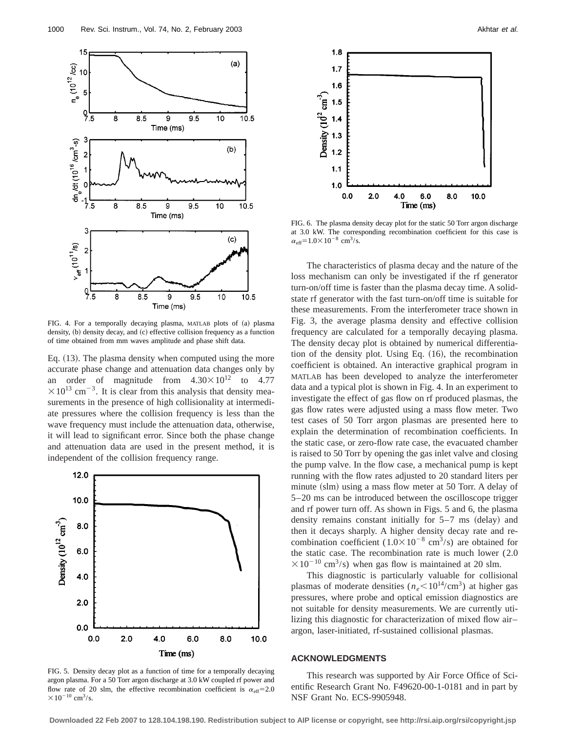FIG. 4. For a temporally decaying plasma, MATLAB plots of (a) plasma density, (b) density decay, and (c) effective collision frequency as a function of time obtained from mm waves amplitude and phase shift data.

Eq. (13). The plasma density when computed using the more accurate phase change and attenuation data changes only by an order of magnitude from $4.30\times10^{12}$ to $4.77\times10^{13}$ cm$^{-3}$. It is clear from this analysis that density measurements in the presence of high collisionality at intermediate pressures where the collision frequency is less than the wave frequency must include the attenuation data, otherwise, it will lead to significant error. Since both the phase change and attenuation data are used in the present method, it is independent of the collision frequency range.

FIG. 5. Density decay plot as a function of time for a temporally decaying argon plasma. For a 50 Torr argon discharge at 3.0 kW coupled rf power and flow rate of 20 slm, the effective recombination coefficient is $\alpha_{\mathrm{eff}}=2.0\times10^{-10}$ cm$^3$/s.

FIG. 6. The plasma density decay plot for the static 50 Torr argon discharge at 3.0 kW. The corresponding recombination coefficient for this case is $\alpha_{\mathrm{eff}}=1.0\times10^{-8}$ cm$^3$/s.

The characteristics of plasma decay and the nature of the loss mechanism can only be investigated if the rf generator turn-on/off time is faster than the plasma decay time. A solid-state rf generator with the fast turn-on/off time is suitable for these measurements. From the interferometer trace shown in Fig. 3, the average plasma density and effective collision frequency are calculated for a temporally decaying plasma. The density decay plot is obtained by numerical differentiation of the density plot. Using Eq. (16), the recombination coefficient is obtained. An interactive graphical program in MATLAB has been developed to analyze the interferometer data and a typical plot is shown in Fig. 4. In an experiment to investigate the effect of gas flow on rf produced plasmas, the gas flow rates were adjusted using a mass flow meter. Two test cases of 50 Torr argon plasmas are presented here to explain the determination of recombination coefficients. In the static case, or zero-flow rate case, the evacuated chamber is raised to 50 Torr by opening the gas inlet valve and closing the pump valve. In the flow case, a mechanical pump is kept running with the flow rates adjusted to 20 standard liters per minute (slm) using a mass flow meter at 50 Torr. A delay of 5–20 ms can be introduced between the oscilloscope trigger and rf power turn off. As shown in Figs. 5 and 6, the plasma density remains constant initially for 5–7 ms (delay) and then it decays sharply. A higher density decay rate and recombination coefficient ($1.0\times10^{-8}$ cm$^3$/s) are obtained for the static case. The recombination rate is much lower ($2.0\times10^{-10}$ cm$^3$/s) when gas flow is maintained at 20 slm.

This diagnostic is particularly valuable for collisional plasmas of moderate densities ($n_e<10^{14}$/cm$^3$) at higher gas pressures, where probe and optical emission diagnostics are not suitable for density measurements. We are currently utilizing this diagnostic for characterization of mixed flow air–argon, laser-initiated, rf-sustained collisional plasmas.

## ACKNOWLEDGMENTS

This research was supported by Air Force Office of Scientific Research Grant No. F49620-00-1-0181 and in part by NSF Grant No. ECS-9905948.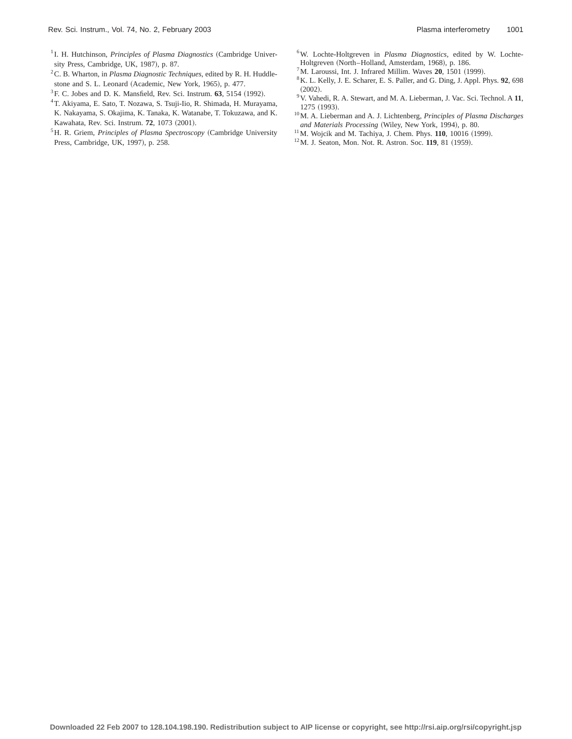[1] I. H. Hutchinson, *Principles of Plasma Diagnostics* (Cambridge University Press, Cambridge, UK, 1987), p. 87.

[2] C. B. Wharton, in *Plasma Diagnostic Techniques*, edited by R. H. Huddlestone and S. L. Leonard (Academic, New York, 1965), p. 477.

[3] F. C. Jobes and D. K. Mansfield, Rev. Sci. Instrum. **63**, 5154 (1992).

[4] T. Akiyama, E. Sato, T. Nozawa, S. Tsuji-Iio, R. Shimada, H. Murayama, K. Nakayama, S. Okajima, K. Tanaka, K. Watanabe, T. Tokuzawa, and K. Kawahata, Rev. Sci. Instrum. **72**, 1073 (2001).

[5] H. R. Griem, *Principles of Plasma Spectroscopy* (Cambridge University Press, Cambridge, UK, 1997), p. 258.

[6] W. Lochte-Holtgreven in *Plasma Diagnostics*, edited by W. Lochte-Holtgreven (North–Holland, Amsterdam, 1968), p. 186.

[7] M. Laroussi, Int. J. Infrared Millim. Waves **20**, 1501 (1999).

[8] K. L. Kelly, J. E. Scharer, E. S. Paller, and G. Ding, J. Appl. Phys. **92**, 698 (2002).

[9] V. Vahedi, R. A. Stewart, and M. A. Lieberman, J. Vac. Sci. Technol. A **11**, 1275 (1993).

[10] M. A. Lieberman and A. J. Lichtenberg, *Principles of Plasma Discharges and Materials Processing* (Wiley, New York, 1994), p. 80.

[11] M. Wojcik and M. Tachiya, J. Chem. Phys. **110**, 10016 (1999).

[12] M. J. Seaton, Mon. Not. R. Astron. Soc. **119**, 81 (1959).